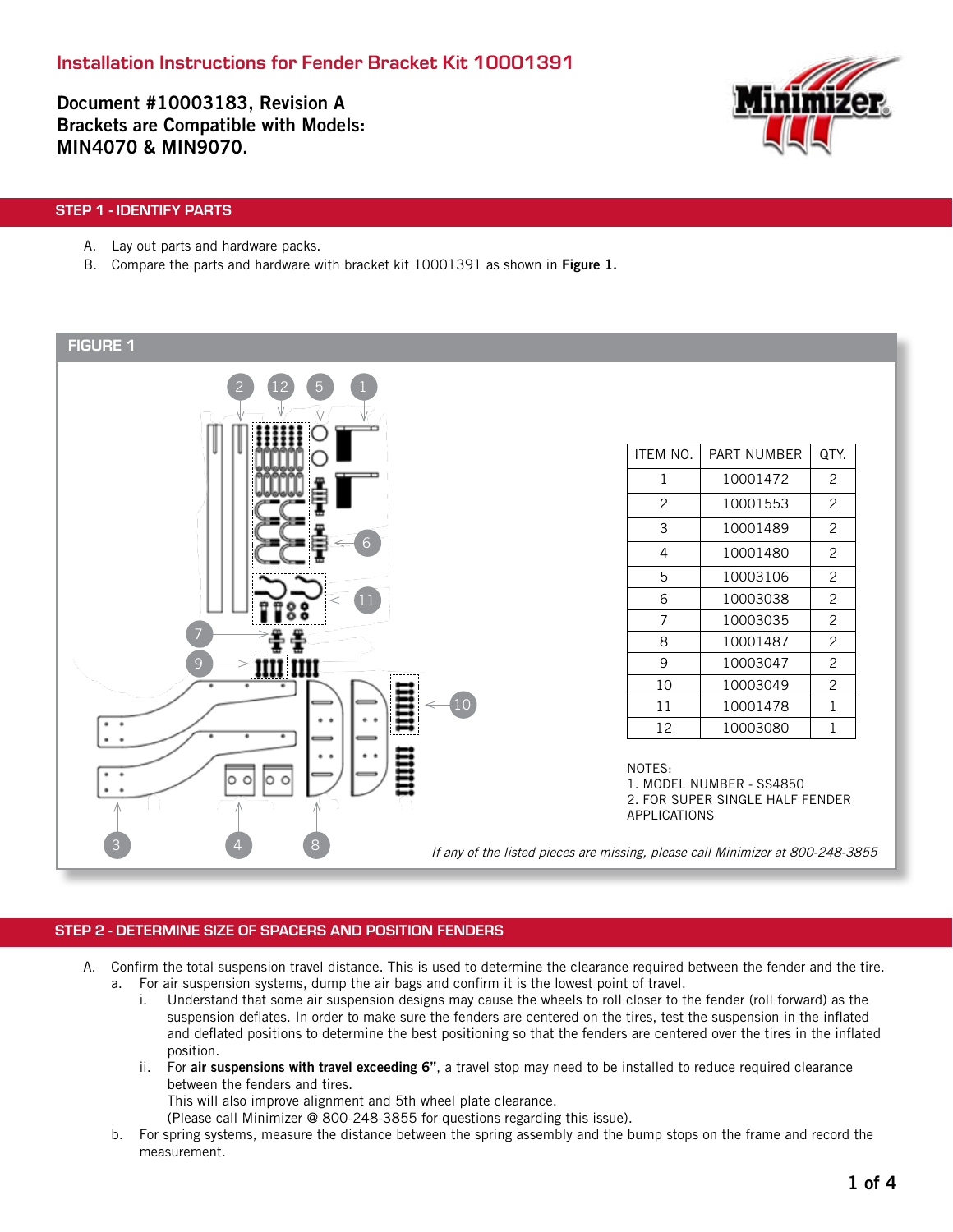# Installation Instructions for Fender Bracket Kit 10001391

**Document #10003183, Revision A**
**Brackets are Compatible with Models:**
**MIN4070 & MIN9070.**

## STEP 1 - IDENTIFY PARTS

A. Lay out parts and hardware packs.
B. Compare the parts and hardware with bracket kit 10001391 as shown in **Figure 1.**

### FIGURE 1

| ITEM NO. | PART NUMBER | QTY. |
|---|---|---|
| 1 | 10001472 | 2 |
| 2 | 10001553 | 2 |
| 3 | 10001489 | 2 |
| 4 | 10001480 | 2 |
| 5 | 10003106 | 2 |
| 6 | 10003038 | 2 |
| 7 | 10003035 | 2 |
| 8 | 10001487 | 2 |
| 9 | 10003047 | 2 |
| 10 | 10003049 | 2 |
| 11 | 10001478 | 1 |
| 12 | 10003080 | 1 |

NOTES:
1. MODEL NUMBER - SS4850
2. FOR SUPER SINGLE HALF FENDER APPLICATIONS

*If any of the listed pieces are missing, please call Minimizer at 800-248-3855*

## STEP 2 - DETERMINE SIZE OF SPACERS AND POSITION FENDERS

A. Confirm the total suspension travel distance. This is used to determine the clearance required between the fender and the tire.
   a. For air suspension systems, dump the air bags and confirm it is the lowest point of travel.
      i. Understand that some air suspension designs may cause the wheels to roll closer to the fender (roll forward) as the suspension deflates. In order to make sure the fenders are centered on the tires, test the suspension in the inflated and deflated positions to determine the best positioning so that the fenders are centered over the tires in the inflated position.
      ii. For **air suspensions with travel exceeding 6"**, a travel stop may need to be installed to reduce required clearance between the fenders and tires.
      This will also improve alignment and 5th wheel plate clearance.
      (Please call Minimizer @ 800-248-3855 for questions regarding this issue).
   b. For spring systems, measure the distance between the spring assembly and the bump stops on the frame and record the measurement.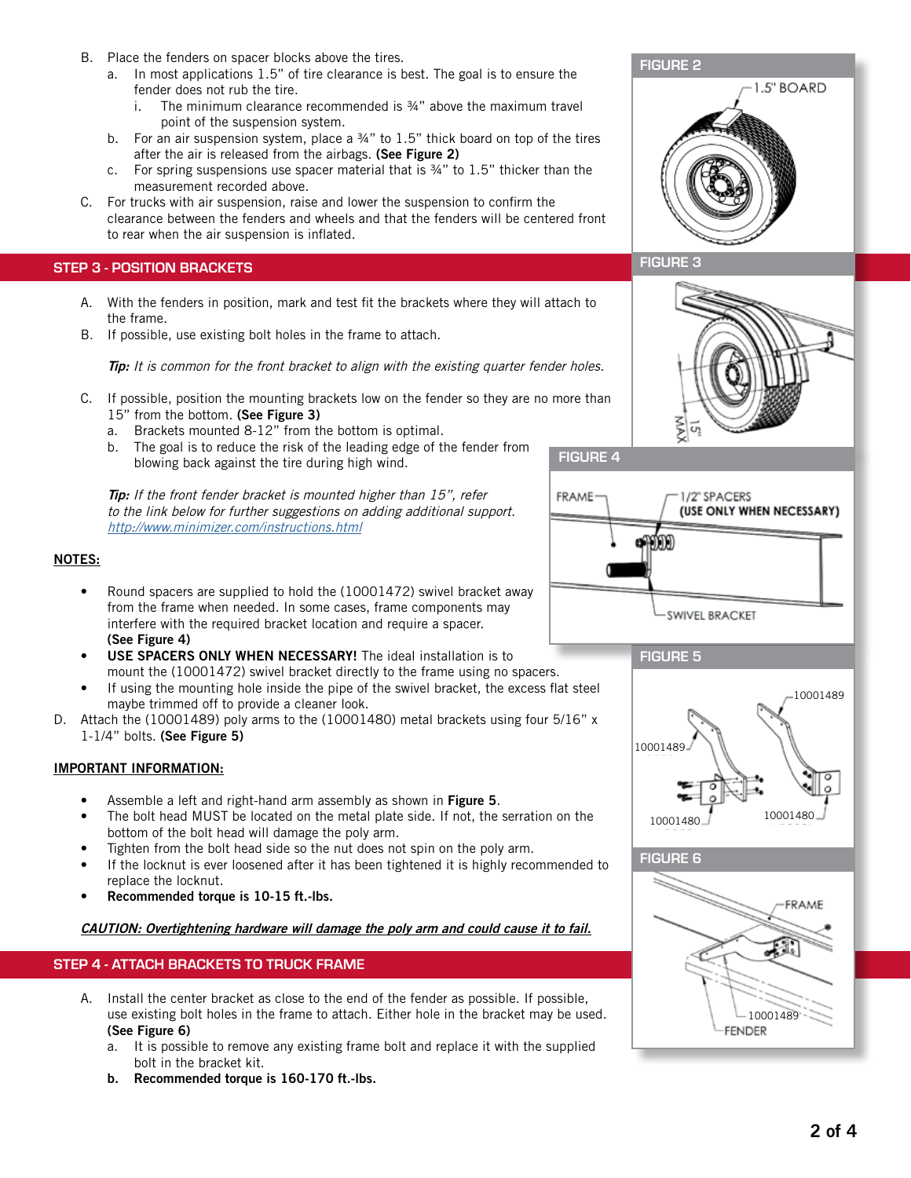B. Place the fenders on spacer blocks above the tires.
   a. In most applications 1.5" of tire clearance is best. The goal is to ensure the fender does not rub the tire.
      i. The minimum clearance recommended is ¾" above the maximum travel point of the suspension system.
   b. For an air suspension system, place a ¾" to 1.5" thick board on top of the tires after the air is released from the airbags. **(See Figure 2)**
   c. For spring suspensions use spacer material that is ¾" to 1.5" thicker than the measurement recorded above.

C. For trucks with air suspension, raise and lower the suspension to confirm the clearance between the fenders and wheels and that the fenders will be centered front to rear when the air suspension is inflated.

FIGURE 2

1.5" BOARD

## STEP 3 - POSITION BRACKETS

A. With the fenders in position, mark and test fit the brackets where they will attach to the frame.

B. If possible, use existing bolt holes in the frame to attach.

***Tip:*** *It is common for the front bracket to align with the existing quarter fender holes.*

C. If possible, position the mounting brackets low on the fender so they are no more than 15" from the bottom. **(See Figure 3)**
   a. Brackets mounted 8-12" from the bottom is optimal.
   b. The goal is to reduce the risk of the leading edge of the fender from blowing back against the tire during high wind.

***Tip:*** *If the front fender bracket is mounted higher than 15", refer to the link below for further suggestions on adding additional support.* *http://www.minimizer.com/instructions.html*

FIGURE 3

15" MAX

**NOTES:**

- Round spacers are supplied to hold the (10001472) swivel bracket away from the frame when needed. In some cases, frame components may interfere with the required bracket location and require a spacer. **(See Figure 4)**
- **USE SPACERS ONLY WHEN NECESSARY!** The ideal installation is to mount the (10001472) swivel bracket directly to the frame using no spacers.
- If using the mounting hole inside the pipe of the swivel bracket, the excess flat steel maybe trimmed off to provide a cleaner look.

FIGURE 4

FRAME — 1/2" SPACERS **(USE ONLY WHEN NECESSARY)** — SWIVEL BRACKET

D. Attach the (10001489) poly arms to the (10001480) metal brackets using four 5/16" x 1-1/4" bolts. **(See Figure 5)**

FIGURE 5

10001489 — 10001489 — 10001480 — 10001480

**IMPORTANT INFORMATION:**

- Assemble a left and right-hand arm assembly as shown in **Figure 5**.
- The bolt head MUST be located on the metal plate side. If not, the serration on the bottom of the bolt head will damage the poly arm.
- Tighten from the bolt head side so the nut does not spin on the poly arm.
- If the locknut is ever loosened after it has been tightened it is highly recommended to replace the locknut.
- **Recommended torque is 10-15 ft.-lbs.**

***CAUTION: Overtightening hardware will damage the poly arm and could cause it to fail.***

## STEP 4 - ATTACH BRACKETS TO TRUCK FRAME

A. Install the center bracket as close to the end of the fender as possible. If possible, use existing bolt holes in the frame to attach. Either hole in the bracket may be used. **(See Figure 6)**
   a. It is possible to remove any existing frame bolt and replace it with the supplied bolt in the bracket kit.
   b. **Recommended torque is 160-170 ft.-lbs.**

FIGURE 6

FRAME — 10001489 — FENDER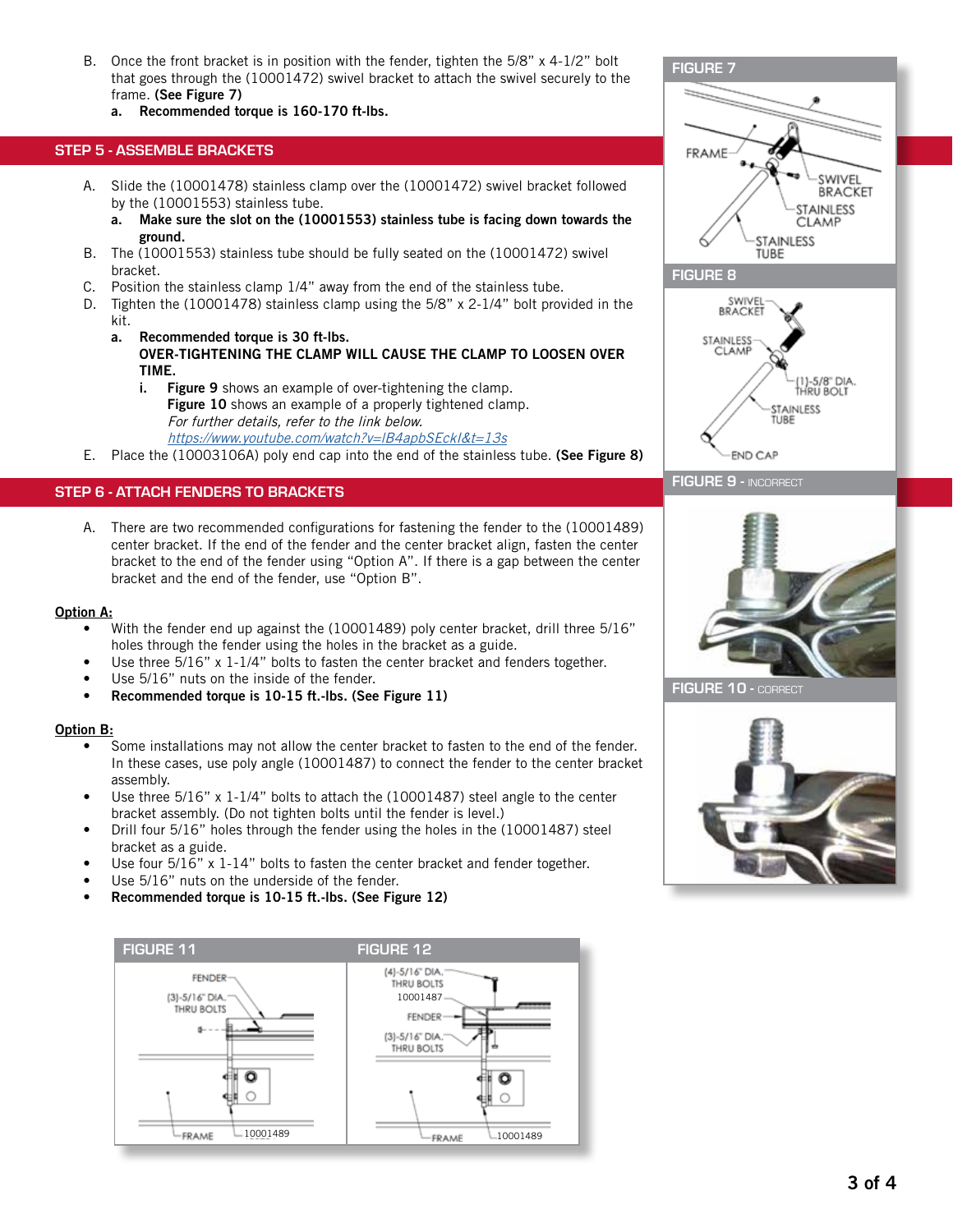B. Once the front bracket is in position with the fender, tighten the 5/8" x 4-1/2" bolt that goes through the (10001472) swivel bracket to attach the swivel securely to the frame. **(See Figure 7)**
   a. **Recommended torque is 160-170 ft-lbs.**

## STEP 5 - ASSEMBLE BRACKETS

A. Slide the (10001478) stainless clamp over the (10001472) swivel bracket followed by the (10001553) stainless tube.
   a. **Make sure the slot on the (10001553) stainless tube is facing down towards the ground.**

B. The (10001553) stainless tube should be fully seated on the (10001472) swivel bracket.

C. Position the stainless clamp 1/4" away from the end of the stainless tube.

D. Tighten the (10001478) stainless clamp using the 5/8" x 2-1/4" bolt provided in the kit.
   a. **Recommended torque is 30 ft-lbs.**
      **OVER-TIGHTENING THE CLAMP WILL CAUSE THE CLAMP TO LOOSEN OVER TIME.**
      i. **Figure 9** shows an example of over-tightening the clamp.
         **Figure 10** shows an example of a properly tightened clamp.
         *For further details, refer to the link below.*
         *https://www.youtube.com/watch?v=lB4apbSEckI&t=13s*

E. Place the (10003106A) poly end cap into the end of the stainless tube. **(See Figure 8)**

## STEP 6 - ATTACH FENDERS TO BRACKETS

A. There are two recommended configurations for fastening the fender to the (10001489) center bracket. If the end of the fender and the center bracket align, fasten the center bracket to the end of the fender using "Option A". If there is a gap between the center bracket and the end of the fender, use "Option B".

**Option A:**

- With the fender end up against the (10001489) poly center bracket, drill three 5/16" holes through the fender using the holes in the bracket as a guide.
- Use three 5/16" x 1-1/4" bolts to fasten the center bracket and fenders together.
- Use 5/16" nuts on the inside of the fender.
- **Recommended torque is 10-15 ft.-lbs. (See Figure 11)**

**Option B:**

- Some installations may not allow the center bracket to fasten to the end of the fender. In these cases, use poly angle (10001487) to connect the fender to the center bracket assembly.
- Use three 5/16" x 1-1/4" bolts to attach the (10001487) steel angle to the center bracket assembly. (Do not tighten bolts until the fender is level.)
- Drill four 5/16" holes through the fender using the holes in the (10001487) steel bracket as a guide.
- Use four 5/16" x 1-14" bolts to fasten the center bracket and fender together.
- Use 5/16" nuts on the underside of the fender.
- **Recommended torque is 10-15 ft.-lbs. (See Figure 12)**

FIGURE 7

FRAME, SWIVEL BRACKET, STAINLESS CLAMP, STAINLESS TUBE

FIGURE 8

SWIVEL BRACKET, STAINLESS CLAMP, (1)-5/8" DIA. THRU BOLT, STAINLESS TUBE, END CAP

FIGURE 9 - INCORRECT

FIGURE 10 - CORRECT

FIGURE 11

FENDER, (3)-5/16" DIA. THRU BOLTS, FRAME, 10001489

FIGURE 12

(4)-5/16" DIA. THRU BOLTS, 10001487, FENDER, (3)-5/16" DIA. THRU BOLTS, FRAME, 10001489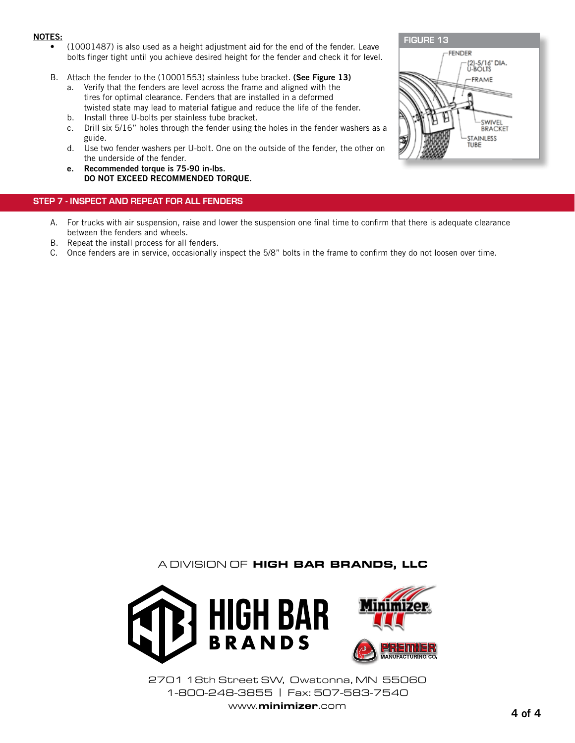**NOTES:**

- (10001487) is also used as a height adjustment aid for the end of the fender. Leave bolts finger tight until you achieve desired height for the fender and check it for level.

B. Attach the fender to the (10001553) stainless tube bracket. **(See Figure 13)**

   a. Verify that the fenders are level across the frame and aligned with the tires for optimal clearance. Fenders that are installed in a deformed twisted state may lead to material fatigue and reduce the life of the fender.

   b. Install three U-bolts per stainless tube bracket.

   c. Drill six 5/16" holes through the fender using the holes in the fender washers as a guide.

   d. Use two fender washers per U-bolt. One on the outside of the fender, the other on the underside of the fender.

   **e. Recommended torque is 75-90 in-lbs.**
   **DO NOT EXCEED RECOMMENDED TORQUE.**

FIGURE 13

FENDER
(2)-5/16" DIA. U-BOLTS
FRAME
SWIVEL BRACKET
STAINLESS TUBE

## STEP 7 - INSPECT AND REPEAT FOR ALL FENDERS

A. For trucks with air suspension, raise and lower the suspension one final time to confirm that there is adequate clearance between the fenders and wheels.

B. Repeat the install process for all fenders.

C. Once fenders are in service, occasionally inspect the 5/8" bolts in the frame to confirm they do not loosen over time.

A DIVISION OF **HIGH BAR BRANDS, LLC**

HIGH BAR BRANDS

Minimizer

PREMIER MANUFACTURING CO.

2701 18th Street SW, Owatonna, MN 55060
1-800-248-3855 | Fax: 507-583-7540
www.**minimizer**.com